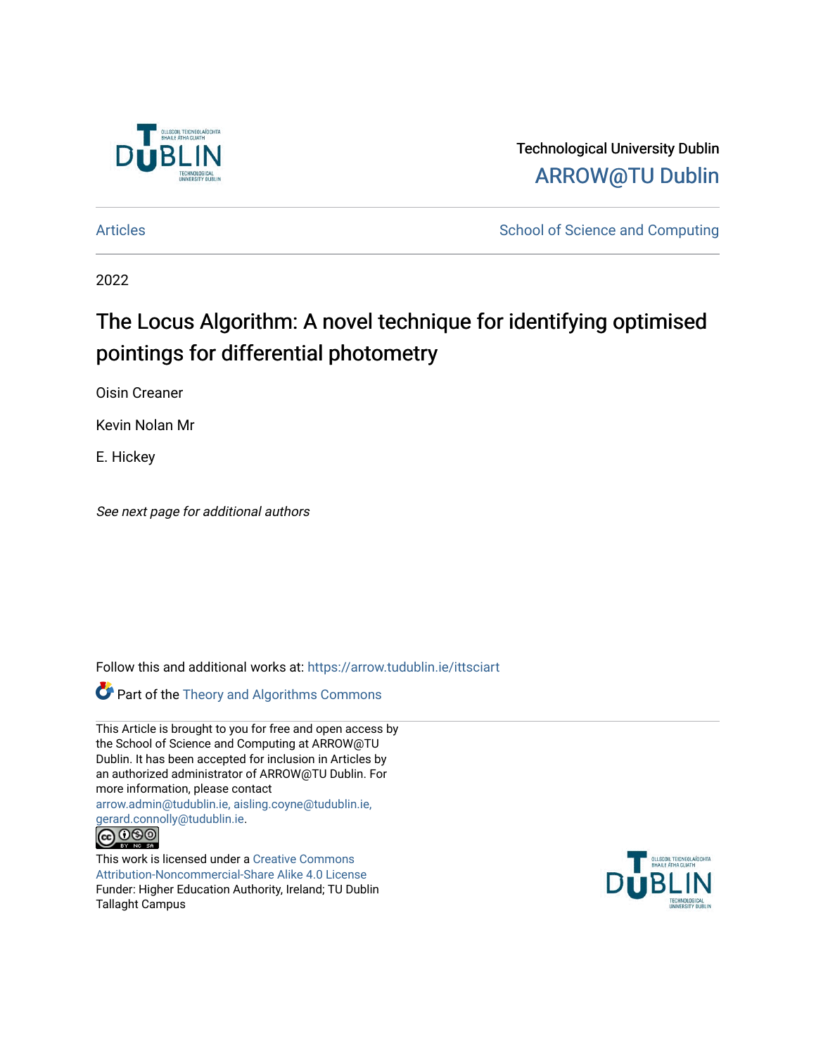Technological University Dublin

ARROW@TU Dublin

Articles | School of Science and Computing

2022

# The Locus Algorithm: A novel technique for identifying optimised pointings for differential photometry

Oisin Creaner

Kevin Nolan Mr

E. Hickey

*See next page for additional authors*

Follow this and additional works at: https://arrow.tudublin.ie/ittsciart

Part of the Theory and Algorithms Commons

This Article is brought to you for free and open access by the School of Science and Computing at ARROW@TU Dublin. It has been accepted for inclusion in Articles by an authorized administrator of ARROW@TU Dublin. For more information, please contact arrow.admin@tudublin.ie, aisling.coyne@tudublin.ie, gerard.connolly@tudublin.ie.

This work is licensed under a Creative Commons Attribution-Noncommercial-Share Alike 4.0 License

Funder: Higher Education Authority, Ireland; TU Dublin Tallaght Campus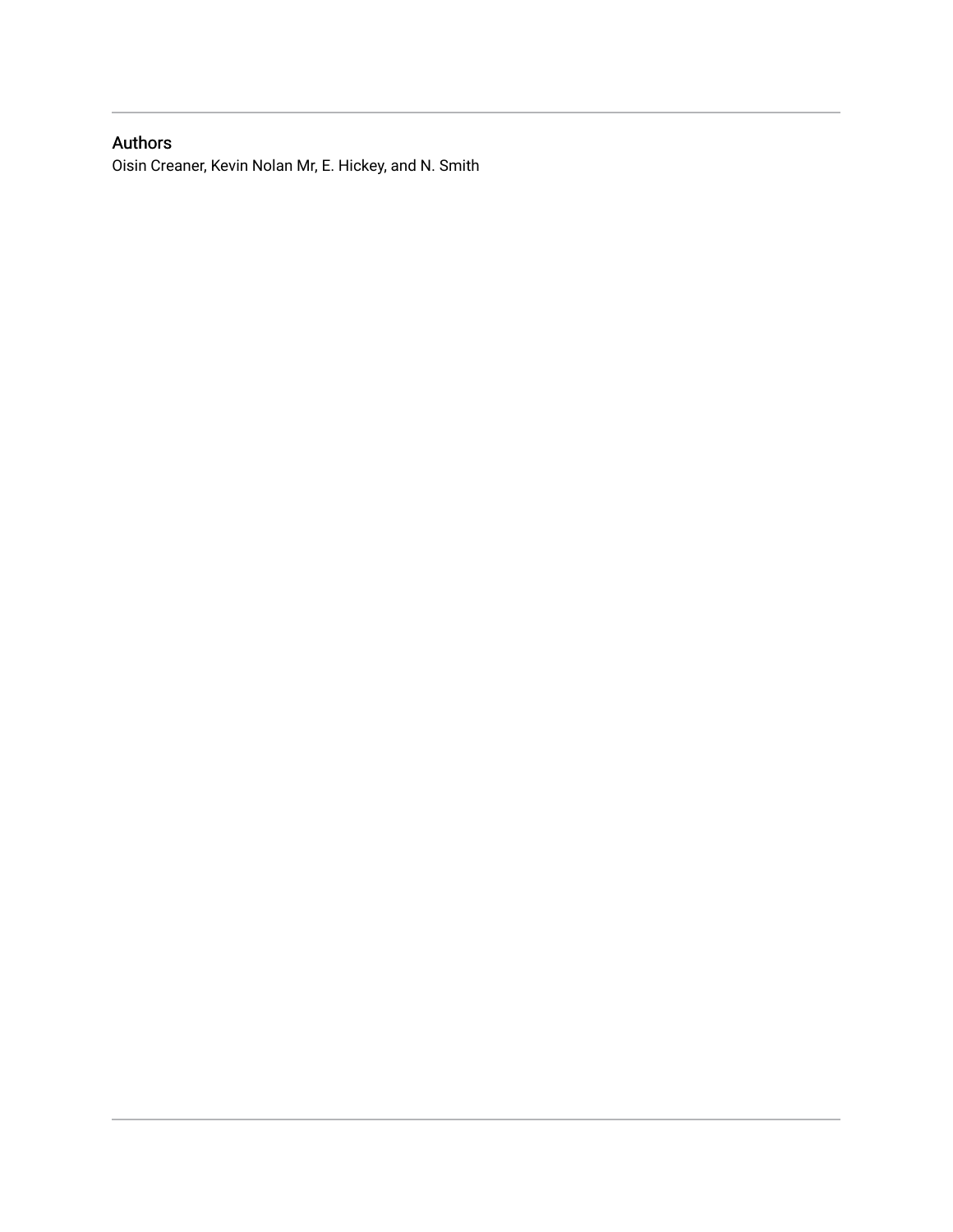## Authors

Oisin Creaner, Kevin Nolan Mr, E. Hickey, and N. Smith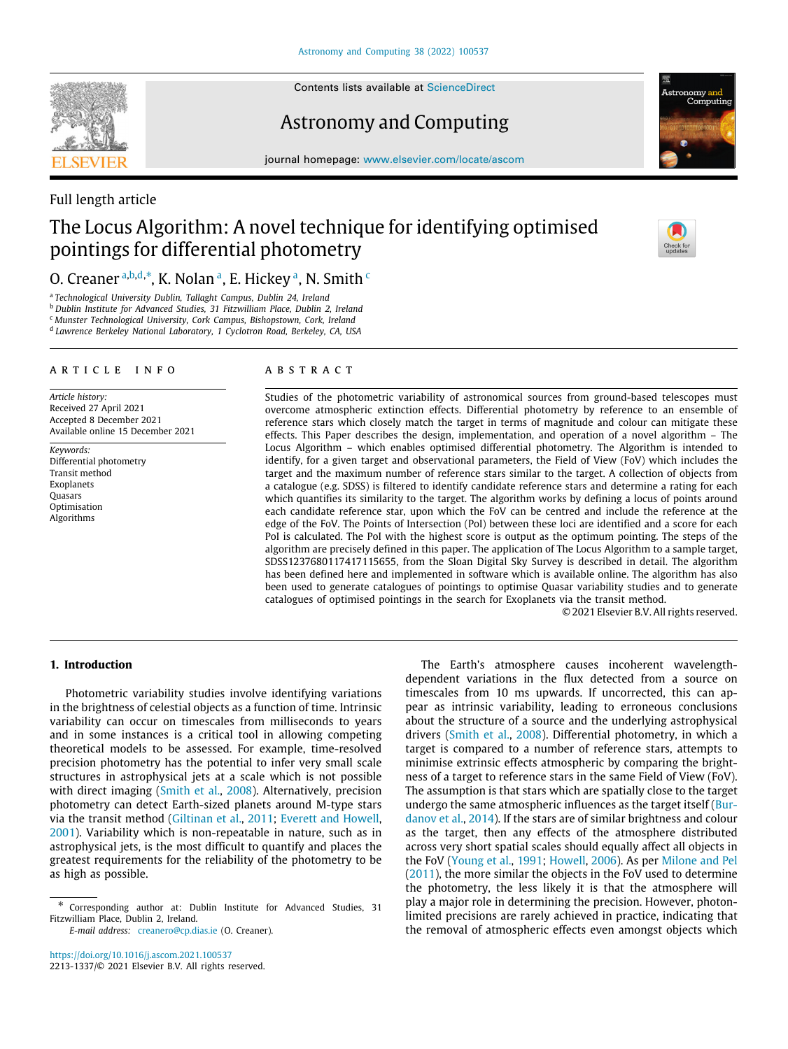Full length article

# The Locus Algorithm: A novel technique for identifying optimised pointings for differential photometry

O. Creaner [a,b,d,*], K. Nolan [a], E. Hickey [a], N. Smith [c]

[a] Technological University Dublin, Tallaght Campus, Dublin 24, Ireland
[b] Dublin Institute for Advanced Studies, 31 Fitzwilliam Place, Dublin 2, Ireland
[c] Munster Technological University, Cork Campus, Bishopstown, Cork, Ireland
[d] Lawrence Berkeley National Laboratory, 1 Cyclotron Road, Berkeley, CA, USA

## ARTICLE INFO

*Article history:*
Received 27 April 2021
Accepted 8 December 2021
Available online 15 December 2021

*Keywords:*
Differential photometry
Transit method
Exoplanets
Quasars
Optimisation
Algorithms

## ABSTRACT

Studies of the photometric variability of astronomical sources from ground-based telescopes must overcome atmospheric extinction effects. Differential photometry by reference to an ensemble of reference stars which closely match the target in terms of magnitude and colour can mitigate these effects. This Paper describes the design, implementation, and operation of a novel algorithm – The Locus Algorithm – which enables optimised differential photometry. The Algorithm is intended to identify, for a given target and observational parameters, the Field of View (FoV) which includes the target and the maximum number of reference stars similar to the target. A collection of objects from a catalogue (e.g. SDSS) is filtered to identify candidate reference stars and determine a rating for each which quantifies its similarity to the target. The algorithm works by defining a locus of points around each candidate reference star, upon which the FoV can be centred and include the reference at the edge of the FoV. The Points of Intersection (PoI) between these loci are identified and a score for each PoI is calculated. The PoI with the highest score is output as the optimum pointing. The steps of the algorithm are precisely defined in this paper. The application of The Locus Algorithm to a sample target, SDSS1237680117417115655, from the Sloan Digital Sky Survey is described in detail. The algorithm has been defined here and implemented in software which is available online. The algorithm has also been used to generate catalogues of pointings to optimise Quasar variability studies and to generate catalogues of optimised pointings in the search for Exoplanets via the transit method.

© 2021 Elsevier B.V. All rights reserved.

## 1. Introduction

Photometric variability studies involve identifying variations in the brightness of celestial objects as a function of time. Intrinsic variability can occur on timescales from milliseconds to years and in some instances is a critical tool in allowing competing theoretical models to be assessed. For example, time-resolved precision photometry has the potential to infer very small scale structures in astrophysical jets at a scale which is not possible with direct imaging (Smith et al., 2008). Alternatively, precision photometry can detect Earth-sized planets around M-type stars via the transit method (Giltinan et al., 2011; Everett and Howell, 2001). Variability which is non-repeatable in nature, such as in astrophysical jets, is the most difficult to quantify and places the greatest requirements for the reliability of the photometry to be as high as possible.

The Earth's atmosphere causes incoherent wavelength-dependent variations in the flux detected from a source on timescales from 10 ms upwards. If uncorrected, this can appear as intrinsic variability, leading to erroneous conclusions about the structure of a source and the underlying astrophysical drivers (Smith et al., 2008). Differential photometry, in which a target is compared to a number of reference stars, attempts to minimise extrinsic effects atmospheric by comparing the brightness of a target to reference stars in the same Field of View (FoV). The assumption is that stars which are spatially close to the target undergo the same atmospheric influences as the target itself (Burdanov et al., 2014). If the stars are of similar brightness and colour as the target, then any effects of the atmosphere distributed across very short spatial scales should equally affect all objects in the FoV (Young et al., 1991; Howell, 2006). As per Milone and Pel (2011), the more similar the objects in the FoV used to determine the photometry, the less likely it is that the atmosphere will play a major role in determining the precision. However, photon-limited precisions are rarely achieved in practice, indicating that the removal of atmospheric effects even amongst objects which

\* Corresponding author at: Dublin Institute for Advanced Studies, 31 Fitzwilliam Place, Dublin 2, Ireland.
*E-mail address:* creanero@cp.dias.ie (O. Creaner).

https://doi.org/10.1016/j.ascom.2021.100537
2213-1337/© 2021 Elsevier B.V. All rights reserved.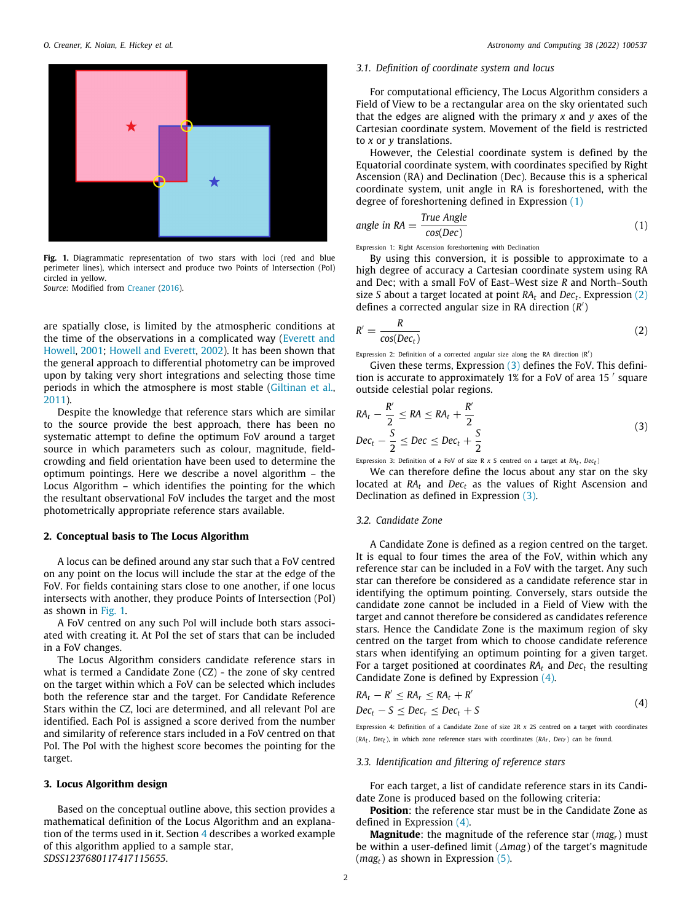Fig. 1. Diagrammatic representation of two stars with loci (red and blue perimeter lines), which intersect and produce two Points of Intersection (PoI) circled in yellow.
*Source:* Modified from Creaner (2016).

are spatially close, is limited by the atmospheric conditions at the time of the observations in a complicated way (Everett and Howell, 2001; Howell and Everett, 2002). It has been shown that the general approach to differential photometry can be improved upon by taking very short integrations and selecting those time periods in which the atmosphere is most stable (Giltinan et al., 2011).

Despite the knowledge that reference stars which are similar to the source provide the best approach, there has been no systematic attempt to define the optimum FoV around a target source in which parameters such as colour, magnitude, field-crowding and field orientation have been used to determine the optimum pointings. Here we describe a novel algorithm – the Locus Algorithm – which identifies the pointing for the which the resultant observational FoV includes the target and the most photometrically appropriate reference stars available.

## 2. Conceptual basis to The Locus Algorithm

A locus can be defined around any star such that a FoV centred on any point on the locus will include the star at the edge of the FoV. For fields containing stars close to one another, if one locus intersects with another, they produce Points of Intersection (PoI) as shown in Fig. 1.

A FoV centred on any such PoI will include both stars associated with creating it. At PoI the set of stars that can be included in a FoV changes.

The Locus Algorithm considers candidate reference stars in what is termed a Candidate Zone (CZ) - the zone of sky centred on the target within which a FoV can be selected which includes both the reference star and the target. For Candidate Reference Stars within the CZ, loci are determined, and all relevant PoI are identified. Each PoI is assigned a score derived from the number and similarity of reference stars included in a FoV centred on that PoI. The PoI with the highest score becomes the pointing for the target.

## 3. Locus Algorithm design

Based on the conceptual outline above, this section provides a mathematical definition of the Locus Algorithm and an explanation of the terms used in it. Section 4 describes a worked example of this algorithm applied to a sample star, *SDSS1237680117417115655*.

### 3.1. Definition of coordinate system and locus

For computational efficiency, The Locus Algorithm considers a Field of View to be a rectangular area on the sky orientated such that the edges are aligned with the primary *x* and *y* axes of the Cartesian coordinate system. Movement of the field is restricted to *x* or *y* translations.

However, the Celestial coordinate system is defined by the Equatorial coordinate system, with coordinates specified by Right Ascension (RA) and Declination (Dec). Because this is a spherical coordinate system, unit angle in RA is foreshortened, with the degree of foreshortening defined in Expression (1)

$$angle\ in\ RA = \frac{True\ Angle}{cos(Dec)} \tag{1}$$

Expression 1: Right Ascension foreshortening with Declination

By using this conversion, it is possible to approximate to a high degree of accuracy a Cartesian coordinate system using RA and Dec; with a small FoV of East–West size *R* and North–South size *S* about a target located at point $RA_t$ and $Dec_t$. Expression (2) defines a corrected angular size in RA direction ($R'$)

$$R' = \frac{R}{cos(Dec_t)} \tag{2}$$

Expression 2: Definition of a corrected angular size along the RA direction ($R'$)

Given these terms, Expression (3) defines the FoV. This definition is accurate to approximately 1% for a FoV of area 15 $'$ square outside celestial polar regions.

$$\begin{aligned} RA_t - \frac{R'}{2} \leq RA \leq RA_t + \frac{R'}{2} \\ Dec_t - \frac{S}{2} \leq Dec \leq Dec_t + \frac{S}{2} \end{aligned} \tag{3}$$

Expression 3: Definition of a FoV of size R *x* S centred on a target at $RA_t$, $Dec_t$)

We can therefore define the locus about any star on the sky located at $RA_t$ and $Dec_t$ as the values of Right Ascension and Declination as defined in Expression (3).

### 3.2. Candidate Zone

A Candidate Zone is defined as a region centred on the target. It is equal to four times the area of the FoV, within which any reference star can be included in a FoV with the target. Any such star can therefore be considered as a candidate reference star in identifying the optimum pointing. Conversely, stars outside the candidate zone cannot be included in a Field of View with the target and cannot therefore be considered as candidates reference stars. Hence the Candidate Zone is the maximum region of sky centred on the target from which to choose candidate reference stars when identifying an optimum pointing for a given target. For a target positioned at coordinates $RA_t$ and $Dec_t$ the resulting Candidate Zone is defined by Expression (4).

$$\begin{aligned} RA_t - R' \leq RA_r \leq RA_t + R' \\ Dec_t - S \leq Dec_r \leq Dec_t + S \end{aligned} \tag{4}$$

Expression 4: Definition of a Candidate Zone of size 2R *x* 2S centred on a target with coordinates ($RA_t$, $Dec_t$), in which zone reference stars with coordinates ($RA_r$, $Dec_r$) can be found.

### 3.3. Identification and filtering of reference stars

For each target, a list of candidate reference stars in its Candidate Zone is produced based on the following criteria:

**Position**: the reference star must be in the Candidate Zone as defined in Expression (4).

**Magnitude**: the magnitude of the reference star ($mag_r$) must be within a user-defined limit ($\Delta mag$) of the target's magnitude ($mag_t$) as shown in Expression (5).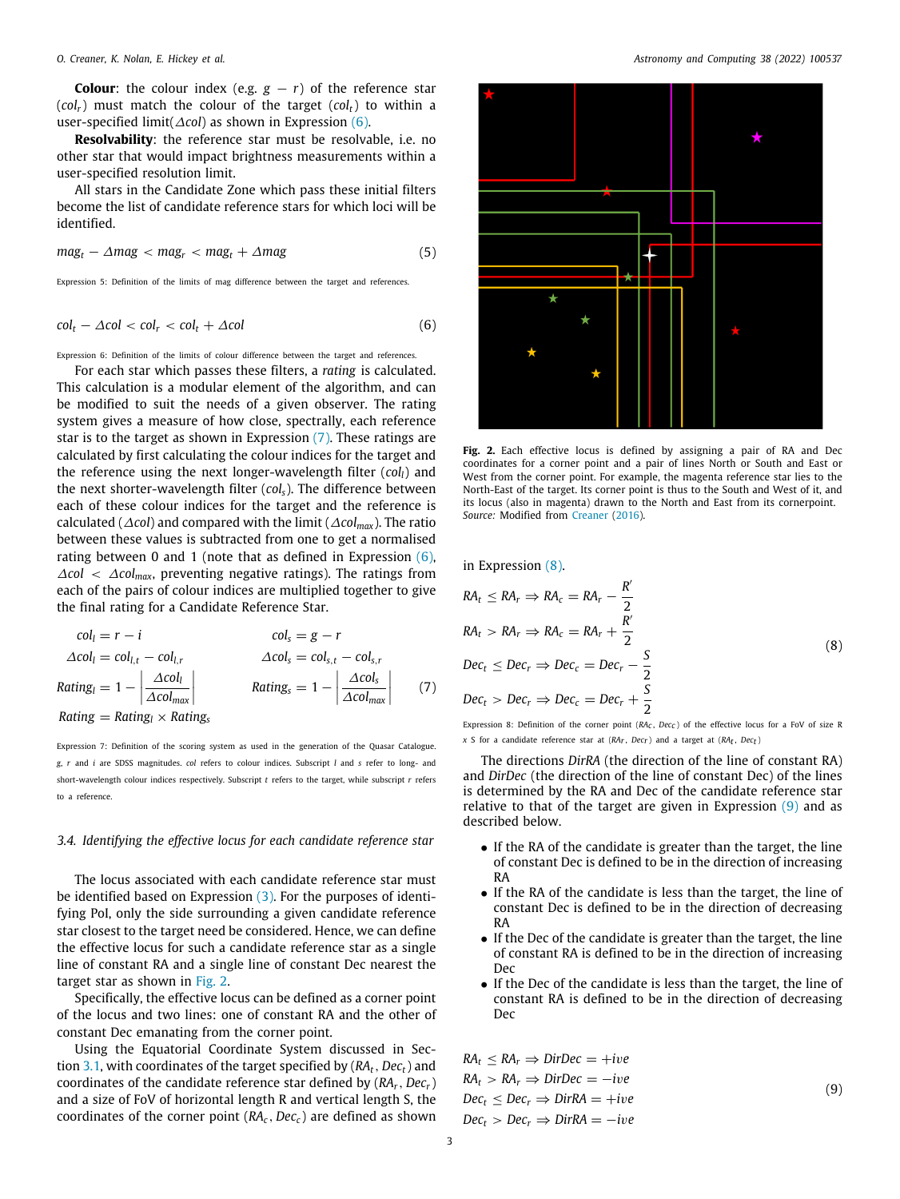**Colour**: the colour index (e.g. $g-r$) of the reference star ($col_r$) must match the colour of the target ($col_t$) to within a user-specified limit($\Delta col$) as shown in Expression (6).

**Resolvability**: the reference star must be resolvable, i.e. no other star that would impact brightness measurements within a user-specified resolution limit.

All stars in the Candidate Zone which pass these initial filters become the list of candidate reference stars for which loci will be identified.

$$mag_t - \Delta mag < mag_r < mag_t + \Delta mag \tag{5}$$

Expression 5: Definition of the limits of mag difference between the target and references.

$$col_t - \Delta col < col_r < col_t + \Delta col \tag{6}$$

Expression 6: Definition of the limits of colour difference between the target and references.

For each star which passes these filters, a *rating* is calculated. This calculation is a modular element of the algorithm, and can be modified to suit the needs of a given observer. The rating system gives a measure of how close, spectrally, each reference star is to the target as shown in Expression (7). These ratings are calculated by first calculating the colour indices for the target and the reference using the next longer-wavelength filter ($col_l$) and the next shorter-wavelength filter ($col_s$). The difference between each of these colour indices for the target and the reference is calculated ($\Delta col$) and compared with the limit ($\Delta col_{max}$). The ratio between these values is subtracted from one to get a normalised rating between 0 and 1 (note that as defined in Expression (6), $\Delta col < \Delta col_{max}$, preventing negative ratings). The ratings from each of the pairs of colour indices are multiplied together to give the final rating for a Candidate Reference Star.

$$\begin{aligned}
col_l &= r - i & col_s &= g - r \\
\Delta col_l &= col_{l,t} - col_{l,r} & \Delta col_s &= col_{s,t} - col_{s,r} \\
Rating_l &= 1 - \left|\frac{\Delta col_l}{\Delta col_{max}}\right| & Rating_s &= 1 - \left|\frac{\Delta col_s}{\Delta col_{max}}\right| \\
Rating &= Rating_l \times Rating_s
\end{aligned} \tag{7}$$

Expression 7: Definition of the scoring system as used in the generation of the Quasar Catalogue. $g$, $r$ and $i$ are SDSS magnitudes. $col$ refers to colour indices. Subscript $l$ and $s$ refer to long- and short-wavelength colour indices respectively. Subscript $t$ refers to the target, while subscript $r$ refers to a reference.

### 3.4. Identifying the effective locus for each candidate reference star

The locus associated with each candidate reference star must be identified based on Expression (3). For the purposes of identifying PoI, only the side surrounding a given candidate reference star closest to the target need be considered. Hence, we can define the effective locus for such a candidate reference star as a single line of constant RA and a single line of constant Dec nearest the target star as shown in Fig. 2.

Specifically, the effective locus can be defined as a corner point of the locus and two lines: one of constant RA and the other of constant Dec emanating from the corner point.

Using the Equatorial Coordinate System discussed in Section 3.1, with coordinates of the target specified by ($RA_t$, $Dec_t$) and coordinates of the candidate reference star defined by ($RA_r$, $Dec_r$) and a size of FoV of horizontal length R and vertical length S, the coordinates of the corner point ($RA_c$, $Dec_c$) are defined as shown in Expression (8).

**Fig. 2.** Each effective locus is defined by assigning a pair of RA and Dec coordinates for a corner point and a pair of lines North or South and East or West from the corner point. For example, the magenta reference star lies to the North-East of the target. Its corner point is thus to the South and West of it, and its locus (also in magenta) drawn to the North and East from its cornerpoint. *Source:* Modified from Creaner (2016).

$$\begin{aligned}
RA_t \le RA_r &\Rightarrow RA_c = RA_r - \frac{R'}{2} \\
RA_t > RA_r &\Rightarrow RA_c = RA_r + \frac{R'}{2} \\
Dec_t \le Dec_r &\Rightarrow Dec_c = Dec_r - \frac{S}{2} \\
Dec_t > Dec_r &\Rightarrow Dec_c = Dec_r + \frac{S}{2}
\end{aligned} \tag{8}$$

Expression 8: Definition of the corner point ($RA_c$, $Dec_c$) of the effective locus for a FoV of size R x S for a candidate reference star at ($RA_r$, $Dec_r$) and a target at ($RA_t$, $Dec_t$)

The directions *DirRA* (the direction of the line of constant RA) and *DirDec* (the direction of the line of constant Dec) of the lines is determined by the RA and Dec of the candidate reference star relative to that of the target are given in Expression (9) and as described below.

- If the RA of the candidate is greater than the target, the line of constant Dec is defined to be in the direction of increasing RA
- If the RA of the candidate is less than the target, the line of constant Dec is defined to be in the direction of decreasing RA
- If the Dec of the candidate is greater than the target, the line of constant RA is defined to be in the direction of increasing Dec
- If the Dec of the candidate is less than the target, the line of constant RA is defined to be in the direction of decreasing Dec

$$\begin{aligned}
RA_t \le RA_r &\Rightarrow DirDec = +ive \\
RA_t > RA_r &\Rightarrow DirDec = -ive \\
Dec_t \le Dec_r &\Rightarrow DirRA = +ive \\
Dec_t > Dec_r &\Rightarrow DirRA = -ive
\end{aligned} \tag{9}$$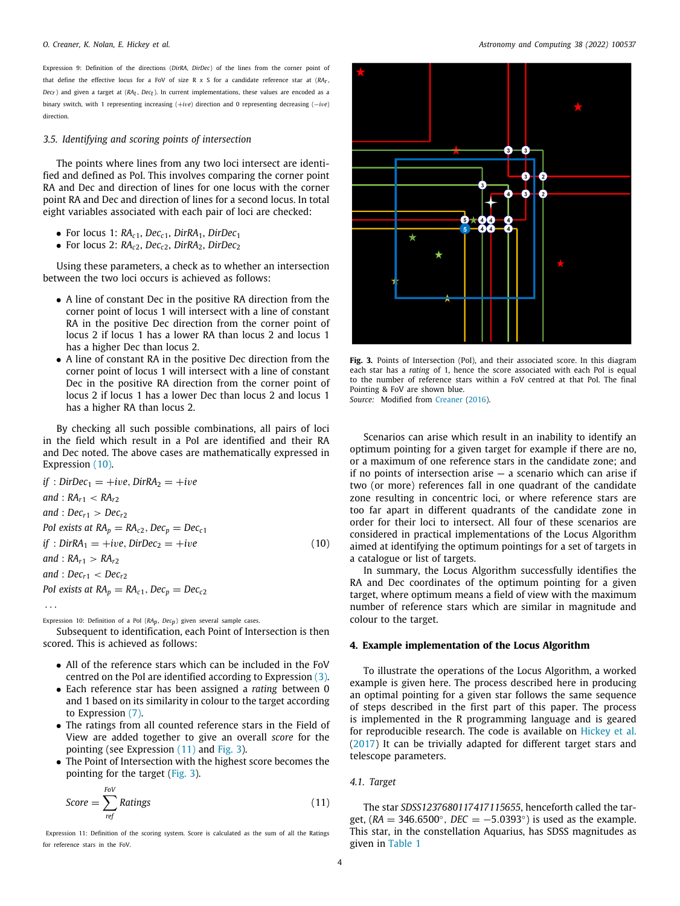Expression 9: Definition of the directions ($DirRA$, $DirDec$) of the lines from the corner point of that define the effective locus for a FoV of size R x S for a candidate reference star at ($RA_r$, $Dec_r$) and given a target at ($RA_t$, $Dec_t$). In current implementations, these values are encoded as a binary switch, with 1 representing increasing ($+ive$) direction and 0 representing decreasing ($-ive$) direction.

### 3.5. Identifying and scoring points of intersection

The points where lines from any two loci intersect are identified and defined as PoI. This involves comparing the corner point RA and Dec and direction of lines for one locus with the corner point RA and Dec and direction of lines for a second locus. In total eight variables associated with each pair of loci are checked:

- For locus 1: $RA_{c1}$, $Dec_{c1}$, $DirRA_1$, $DirDec_1$
- For locus 2: $RA_{c2}$, $Dec_{c2}$, $DirRA_2$, $DirDec_2$

Using these parameters, a check as to whether an intersection between the two loci occurs is achieved as follows:

- A line of constant Dec in the positive RA direction from the corner point of locus 1 will intersect with a line of constant RA in the positive Dec direction from the corner point of locus 2 if locus 1 has a lower RA than locus 2 and locus 1 has a higher Dec than locus 2.
- A line of constant RA in the positive Dec direction from the corner point of locus 1 will intersect with a line of constant Dec in the positive RA direction from the corner point of locus 2 if locus 1 has a lower Dec than locus 2 and locus 1 has a higher RA than locus 2.

By checking all such possible combinations, all pairs of loci in the field which result in a PoI are identified and their RA and Dec noted. The above cases are mathematically expressed in Expression (10).

$$
\begin{aligned}
&if: DirDec_1 = +ive, DirRA_2 = +ive \\
&and: RA_{r1} < RA_{r2} \\
&and: Dec_{r1} > Dec_{r2} \\
&PoI\ exists\ at\ RA_p = RA_{c2}, Dec_p = Dec_{c1} \\
&if: DirRA_1 = +ive, DirDec_2 = +ive \\
&and: RA_{r1} > RA_{r2} \\
&and: Dec_{r1} < Dec_{r2} \\
&PoI\ exists\ at\ RA_p = RA_{c1}, Dec_p = Dec_{c2} \\
&\ldots
\end{aligned}
\tag{10}
$$

Expression 10: Definition of a PoI ($RA_p$, $Dec_p$) given several sample cases.

Subsequent to identification, each Point of Intersection is then scored. This is achieved as follows:

- All of the reference stars which can be included in the FoV centred on the PoI are identified according to Expression (3).
- Each reference star has been assigned a *rating* between 0 and 1 based on its similarity in colour to the target according to Expression (7).
- The ratings from all counted reference stars in the Field of View are added together to give an overall *score* for the pointing (see Expression (11) and Fig. 3).
- The Point of Intersection with the highest score becomes the pointing for the target (Fig. 3).

$$
Score = \sum_{ref}^{FoV} Ratings \tag{11}
$$

Expression 11: Definition of the scoring system. Score is calculated as the sum of all the Ratings for reference stars in the FoV.

**Fig. 3.** Points of Intersection (PoI), and their associated score. In this diagram each star has a *rating* of 1, hence the score associated with each PoI is equal to the number of reference stars within a FoV centred at that PoI. The final Pointing & FoV are shown blue.
*Source:* Modified from Creaner (2016).

Scenarios can arise which result in an inability to identify an optimum pointing for a given target for example if there are no, or a maximum of one reference stars in the candidate zone; and if no points of intersection arise — a scenario which can arise if two (or more) references fall in one quadrant of the candidate zone resulting in concentric loci, or where reference stars are too far apart in different quadrants of the candidate zone in order for their loci to intersect. All four of these scenarios are considered in practical implementations of the Locus Algorithm aimed at identifying the optimum pointings for a set of targets in a catalogue or list of targets.

In summary, the Locus Algorithm successfully identifies the RA and Dec coordinates of the optimum pointing for a given target, where optimum means a field of view with the maximum number of reference stars which are similar in magnitude and colour to the target.

## 4. Example implementation of the Locus Algorithm

To illustrate the operations of the Locus Algorithm, a worked example is given here. The process described here in producing an optimal pointing for a given star follows the same sequence of steps described in the first part of this paper. The process is implemented in the R programming language and is geared for reproducible research. The code is available on Hickey et al. (2017) It can be trivially adapted for different target stars and telescope parameters.

### 4.1. Target

The star *SDSS1237680117417115655*, henceforth called the target, ($RA = 346.6500°$, $DEC = -5.0393°$) is used as the example. This star, in the constellation Aquarius, has SDSS magnitudes as given in Table 1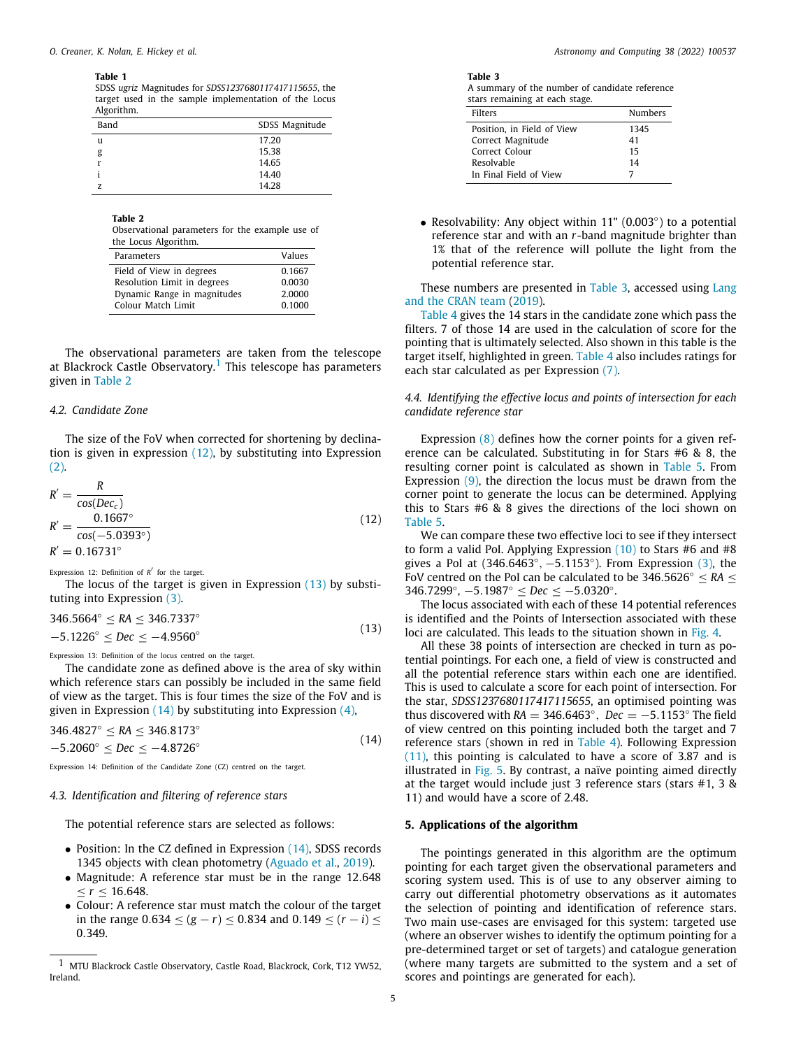**Table 1**
SDSS *ugriz* Magnitudes for *SDSS1237680117417115655*, the target used in the sample implementation of the Locus Algorithm.

| Band | SDSS Magnitude |
|---|---|
| u | 17.20 |
| g | 15.38 |
| r | 14.65 |
| i | 14.40 |
| z | 14.28 |

**Table 2**
Observational parameters for the example use of the Locus Algorithm.

| Parameters | Values |
|---|---|
| Field of View in degrees | 0.1667 |
| Resolution Limit in degrees | 0.0030 |
| Dynamic Range in magnitudes | 2.0000 |
| Colour Match Limit | 0.1000 |

The observational parameters are taken from the telescope at Blackrock Castle Observatory.[1] This telescope has parameters given in Table 2

### 4.2. Candidate Zone

The size of the FoV when corrected for shortening by declination is given in expression (12), by substituting into Expression (2).

$$
\begin{aligned}
R' &= \frac{R}{cos(Dec_c)} \\
R' &= \frac{0.1667^\circ}{cos(-5.0393^\circ)} \\
R' &= 0.16731^\circ
\end{aligned}
\tag{12}
$$

Expression 12: Definition of $R'$ for the target.

The locus of the target is given in Expression (13) by substituting into Expression (3).

$$
\begin{aligned}
&346.5664^\circ \leq RA \leq 346.7337^\circ \\
&-5.1226^\circ \leq Dec \leq -4.9560^\circ
\end{aligned}
\tag{13}
$$

Expression 13: Definition of the locus centred on the target.

The candidate zone as defined above is the area of sky within which reference stars can possibly be included in the same field of view as the target. This is four times the size of the FoV and is given in Expression (14) by substituting into Expression (4),

$$
\begin{aligned}
&346.4827^\circ \leq RA \leq 346.8173^\circ \\
&-5.2060^\circ \leq Dec \leq -4.8726^\circ
\end{aligned}
\tag{14}
$$

Expression 14: Definition of the Candidate Zone (CZ) centred on the target.

### 4.3. Identification and filtering of reference stars

The potential reference stars are selected as follows:

- Position: In the CZ defined in Expression (14), SDSS records 1345 objects with clean photometry (Aguado et al., 2019).
- Magnitude: A reference star must be in the range $12.648 \leq r \leq 16.648$.
- Colour: A reference star must match the colour of the target in the range $0.634 \leq (g - r) \leq 0.834$ and $0.149 \leq (r - i) \leq 0.349$.
- Resolvability: Any object within 11" (0.003°) to a potential reference star and with an $r$-band magnitude brighter than 1% that of the reference will pollute the light from the potential reference star.

**Table 3**
A summary of the number of candidate reference stars remaining at each stage.

| Filters | Numbers |
|---|---|
| Position, in Field of View | 1345 |
| Correct Magnitude | 41 |
| Correct Colour | 15 |
| Resolvable | 14 |
| In Final Field of View | 7 |

These numbers are presented in Table 3, accessed using Lang and the CRAN team (2019).

Table 4 gives the 14 stars in the candidate zone which pass the filters. 7 of those 14 are used in the calculation of score for the pointing that is ultimately selected. Also shown in this table is the target itself, highlighted in green. Table 4 also includes ratings for each star calculated as per Expression (7).

### 4.4. Identifying the effective locus and points of intersection for each candidate reference star

Expression (8) defines how the corner points for a given reference star can be calculated. Substituting in for Stars #6 & 8, the resulting corner point is calculated as shown in Table 5. From Expression (9), the direction the locus must be drawn from the corner point to generate the locus can be determined. Applying this to Stars #6 & 8 gives the directions of the loci shown on Table 5.

We can compare these two effective loci to see if they intersect to form a valid PoI. Applying Expression (10) to Stars #6 and #8 gives a PoI at (346.6463°, −5.1153°). From Expression (3), the FoV centred on the PoI can be calculated to be $346.5626^\circ \leq RA \leq 346.7299^\circ$, $-5.1987^\circ \leq Dec \leq -5.0320^\circ$.

The locus associated with each of these 14 potential references is identified and the Points of Intersection associated with these loci are calculated. This leads to the situation shown in Fig. 4.

All these 38 points of intersection are checked in turn as potential pointings. For each one, a field of view is constructed and all the potential reference stars within each one are identified. This is used to calculate a score for each point of intersection. For the star, *SDSS1237680117417115655*, an optimised pointing was thus discovered with $RA = 346.6463^\circ$, $Dec = -5.1153^\circ$ The field of view centred on this pointing included both the target and 7 reference stars (shown in red in Table 4). Following Expression (11), this pointing is calculated to have a score of 3.87 and is illustrated in Fig. 5. By contrast, a naïve pointing aimed directly at the target would include just 3 reference stars (stars #1, 3 & 11) and would have a score of 2.48.

## 5. Applications of the algorithm

The pointings generated in this algorithm are the optimum pointing for each target given the observational parameters and scoring system used. This is of use to any observer aiming to carry out differential photometry observations as it automates the selection of pointing and identification of reference stars. Two main use-cases are envisaged for this system: targeted use (where an observer wishes to identify the optimum pointing for a pre-determined target or set of targets) and catalogue generation (where many targets are submitted to the system and a set of scores and pointings are generated for each).

[1] MTU Blackrock Castle Observatory, Castle Road, Blackrock, Cork, T12 YW52, Ireland.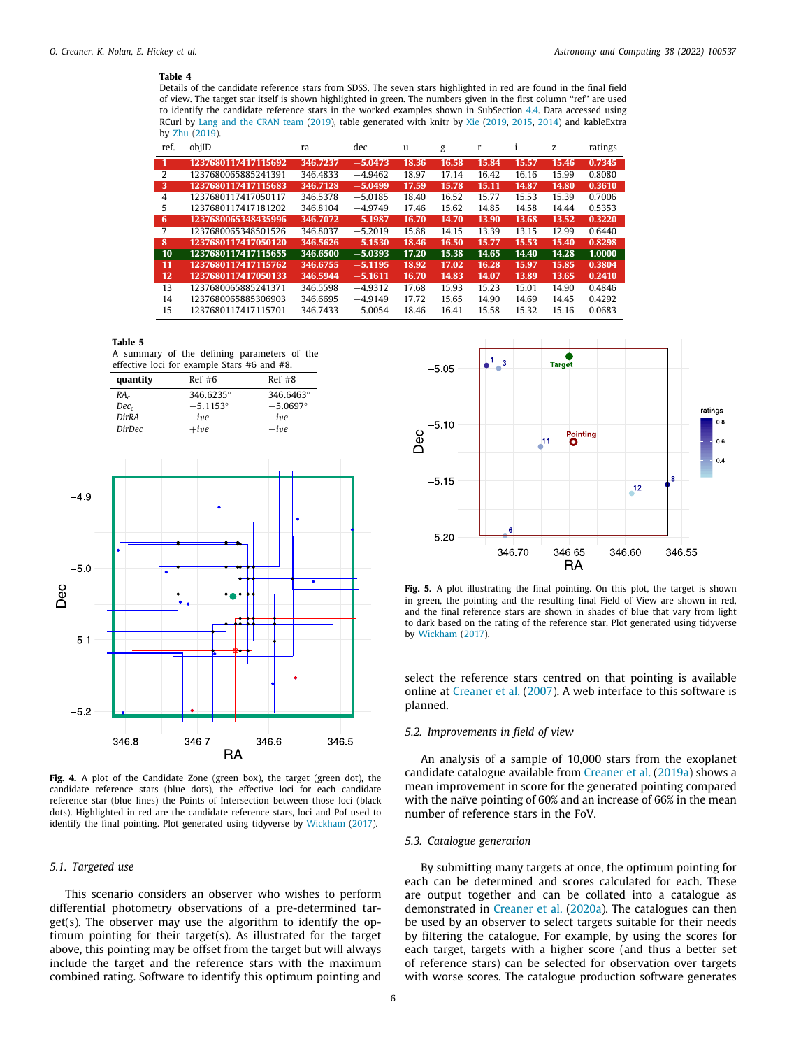**Table 4**
Details of the candidate reference stars from SDSS. The seven stars highlighted in red are found in the final field of view. The target star itself is shown highlighted in green. The numbers given in the first column "ref" are used to identify the candidate reference stars in the worked examples shown in SubSection 4.4. Data accessed using RCurl by Lang and the CRAN team (2019), table generated with knitr by Xie (2019, 2015, 2014) and kableExtra by Zhu (2019).

| ref. | objID | ra | dec | u | g | r | i | z | ratings |
|---|---|---|---|---|---|---|---|---|---|
| 1 | 1237680117417115692 | 346.7237 | −5.0473 | 18.36 | 16.58 | 15.84 | 15.57 | 15.46 | 0.7345 |
| 2 | 1237680065885241391 | 346.4833 | −4.9462 | 18.97 | 17.14 | 16.42 | 16.16 | 15.99 | 0.8080 |
| 3 | 1237680117417115683 | 346.7128 | −5.0499 | 17.59 | 15.78 | 15.11 | 14.87 | 14.80 | 0.3610 |
| 4 | 1237680117417050117 | 346.5378 | −5.0185 | 18.40 | 16.52 | 15.77 | 15.53 | 15.39 | 0.7006 |
| 5 | 1237680117417181202 | 346.8104 | −4.9749 | 17.46 | 15.62 | 14.85 | 14.58 | 14.44 | 0.5353 |
| 6 | 1237680065348435996 | 346.7072 | −5.1987 | 16.70 | 14.70 | 13.90 | 13.68 | 13.52 | 0.3220 |
| 7 | 1237680065348501526 | 346.8037 | −5.2019 | 15.88 | 14.15 | 13.39 | 13.15 | 12.99 | 0.6440 |
| 8 | 1237680117417050120 | 346.5626 | −5.1530 | 18.46 | 16.50 | 15.77 | 15.53 | 15.40 | 0.8298 |
| 10 | 1237680117417115655 | 346.6500 | −5.0393 | 17.20 | 15.38 | 14.65 | 14.40 | 14.28 | 1.0000 |
| 11 | 1237680117417115762 | 346.6755 | −5.1195 | 18.92 | 17.02 | 16.28 | 15.97 | 15.85 | 0.3804 |
| 12 | 1237680117417050133 | 346.5944 | −5.1611 | 16.70 | 14.83 | 14.07 | 13.89 | 13.65 | 0.2410 |
| 13 | 1237680065885241371 | 346.5598 | −4.9312 | 17.68 | 15.93 | 15.23 | 15.01 | 14.90 | 0.4846 |
| 14 | 1237680065885306903 | 346.6695 | −4.9149 | 17.72 | 15.65 | 14.90 | 14.69 | 14.45 | 0.4292 |
| 15 | 1237680117417115701 | 346.7433 | −5.0054 | 18.46 | 16.41 | 15.58 | 15.32 | 15.16 | 0.0683 |

**Table 5**
A summary of the defining parameters of the effective loci for example Stars #6 and #8.

| quantity | Ref #6 | Ref #8 |
|---|---|---|
| $RA_c$ | 346.6235° | 346.6463° |
| $Dec_c$ | −5.1153° | −5.0697° |
| $DirRA$ | −*ive* | −*ive* |
| $DirDec$ | +*ive* | −*ive* |

**Fig. 4.** A plot of the Candidate Zone (green box), the target (green dot), the candidate reference stars (blue dots), the effective loci for each candidate reference star (blue lines) the Points of Intersection between those loci (black dots). Highlighted in red are the candidate reference stars, loci and PoI used to identify the final pointing. Plot generated using tidyverse by Wickham (2017).

**Fig. 5.** A plot illustrating the final pointing. On this plot, the target is shown in green, the pointing and the resulting final Field of View are shown in red, and the final reference stars are shown in shades of blue that vary from light to dark based on the rating of the reference star. Plot generated using tidyverse by Wickham (2017).

### 5.1. Targeted use

This scenario considers an observer who wishes to perform differential photometry observations of a pre-determined target(s). The observer may use the algorithm to identify the optimum pointing for their target(s). As illustrated for the target above, this pointing may be offset from the target but will always include the target and the reference stars with the maximum combined rating. Software to identify this optimum pointing and select the reference stars centred on that pointing is available online at Creaner et al. (2007). A web interface to this software is planned.

### 5.2. Improvements in field of view

An analysis of a sample of 10,000 stars from the exoplanet candidate catalogue available from Creaner et al. (2019a) shows a mean improvement in score for the generated pointing compared with the naïve pointing of 60% and an increase of 66% in the mean number of reference stars in the FoV.

### 5.3. Catalogue generation

By submitting many targets at once, the optimum pointing for each can be determined and scores calculated for each. These are output together and can be collated into a catalogue as demonstrated in Creaner et al. (2020a). The catalogues can then be used by an observer to select targets suitable for their needs by filtering the catalogue. For example, by using the scores for each target, targets with a higher score (and thus a better set of reference stars) can be selected for observation over targets with worse scores. The catalogue production software generates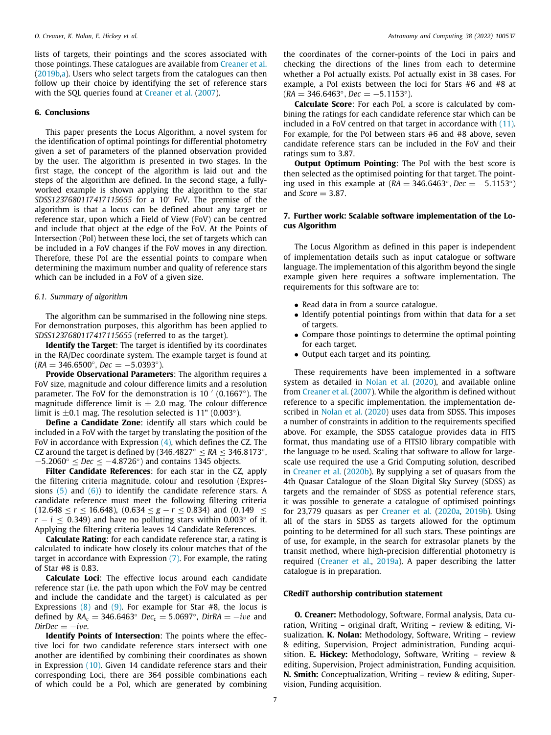lists of targets, their pointings and the scores associated with those pointings. These catalogues are available from Creaner et al. (2019b,a). Users who select targets from the catalogues can then follow up their choice by identifying the set of reference stars with the SQL queries found at Creaner et al. (2007).

## 6. Conclusions

This paper presents the Locus Algorithm, a novel system for the identification of optimal pointings for differential photometry given a set of parameters of the planned observation provided by the user. The algorithm is presented in two stages. In the first stage, the concept of the algorithm is laid out and the steps of the algorithm are defined. In the second stage, a fully-worked example is shown applying the algorithm to the star *SDSS1237680117417115655* for a 10′ FoV. The premise of the algorithm is that a locus can be defined about any target or reference star, upon which a Field of View (FoV) can be centred and include that object at the edge of the FoV. At the Points of Intersection (PoI) between these loci, the set of targets which can be included in a FoV changes if the FoV moves in any direction. Therefore, these PoI are the essential points to compare when determining the maximum number and quality of reference stars which can be included in a FoV of a given size.

### 6.1. Summary of algorithm

The algorithm can be summarised in the following nine steps. For demonstration purposes, this algorithm has been applied to *SDSS1237680117417115655* (referred to as the target).

**Identify the Target**: The target is identified by its coordinates in the RA/Dec coordinate system. The example target is found at ($RA = 346.6500°$, $Dec = -5.0393°$).

**Provide Observational Parameters**: The algorithm requires a FoV size, magnitude and colour difference limits and a resolution parameter. The FoV for the demonstration is 10 ′ (0.1667°). The magnitude difference limit is ± 2.0 mag. The colour difference limit is ±0.1 mag. The resolution selected is 11" (0.003°).

**Define a Candidate Zone**: identify all stars which could be included in a FoV with the target by translating the position of the FoV in accordance with Expression (4), which defines the CZ. The CZ around the target is defined by ($346.4827° \leq RA \leq 346.8173°$, $-5.2060° \leq Dec \leq -4.8726°$) and contains 1345 objects.

**Filter Candidate References**: for each star in the CZ, apply the filtering criteria magnitude, colour and resolution (Expressions (5) and (6)) to identify the candidate reference stars. A candidate reference must meet the following filtering criteria ($12.648 \leq r \leq 16.648$), ($0.634 \leq g - r \leq 0.834$) and ($0.149 \leq r - i \leq 0.349$) and have no polluting stars within 0.003° of it. Applying the filtering criteria leaves 14 Candidate References.

**Calculate Rating**: for each candidate reference star, a rating is calculated to indicate how closely its colour matches that of the target in accordance with Expression (7). For example, the rating of Star #8 is 0.83.

**Calculate Loci**: The effective locus around each candidate reference star (i.e. the path upon which the FoV may be centred and include the candidate and the target) is calculated as per Expressions (8) and (9). For example for Star #8, the locus is defined by $RA_c = 346.6463°$ $Dec_c = 5.0697°$, $DirRA = -ive$ and $DirDec = -ive$.

**Identify Points of Intersection**: The points where the effective loci for two candidate reference stars intersect with one another are identified by combining their coordinates as shown in Expression (10). Given 14 candidate reference stars and their corresponding Loci, there are 364 possible combinations each of which could be a PoI, which are generated by combining the coordinates of the corner-points of the Loci in pairs and checking the directions of the lines from each to determine whether a PoI actually exists. PoI actually exist in 38 cases. For example, a PoI exists between the loci for Stars #6 and #8 at ($RA = 346.6463°$, $Dec = -5.1153°$).

**Calculate Score**: For each PoI, a score is calculated by combining the ratings for each candidate reference star which can be included in a FoV centred on that target in accordance with (11). For example, for the PoI between stars #6 and #8 above, seven candidate reference stars can be included in the FoV and their ratings sum to 3.87.

**Output Optimum Pointing**: The PoI with the best score is then selected as the optimised pointing for that target. The pointing used in this example at ($RA = 346.6463°$, $Dec = -5.1153°$) and $Score = 3.87$.

## 7. Further work: Scalable software implementation of the Locus Algorithm

The Locus Algorithm as defined in this paper is independent of implementation details such as input catalogue or software language. The implementation of this algorithm beyond the single example given here requires a software implementation. The requirements for this software are to:

- Read data in from a source catalogue.
- Identify potential pointings from within that data for a set of targets.
- Compare those pointings to determine the optimal pointing for each target.
- Output each target and its pointing.

These requirements have been implemented in a software system as detailed in Nolan et al. (2020), and available online from Creaner et al. (2007). While the algorithm is defined without reference to a specific implementation, the implementation described in Nolan et al. (2020) uses data from SDSS. This imposes a number of constraints in addition to the requirements specified above. For example, the SDSS catalogue provides data in FITS format, thus mandating use of a FITSIO library compatible with the language to be used. Scaling that software to allow for large-scale use required the use a Grid Computing solution, described in Creaner et al. (2020b). By supplying a set of quasars from the 4th Quasar Catalogue of the Sloan Digital Sky Survey (SDSS) as targets and the remainder of SDSS as potential reference stars, it was possible to generate a catalogue of optimised pointings for 23,779 quasars as per Creaner et al. (2020a, 2019b). Using all of the stars in SDSS as targets allowed for the optimum pointing to be determined for all such stars. These pointings are of use, for example, in the search for extrasolar planets by the transit method, where high-precision differential photometry is required (Creaner et al., 2019a). A paper describing the latter catalogue is in preparation.

## CRediT authorship contribution statement

**O. Creaner:** Methodology, Software, Formal analysis, Data curation, Writing – original draft, Writing – review & editing, Visualization. **K. Nolan:** Methodology, Software, Writing – review & editing, Supervision, Project administration, Funding acquisition. **E. Hickey:** Methodology, Software, Writing – review & editing, Supervision, Project administration, Funding acquisition. **N. Smith:** Conceptualization, Writing – review & editing, Supervision, Funding acquisition.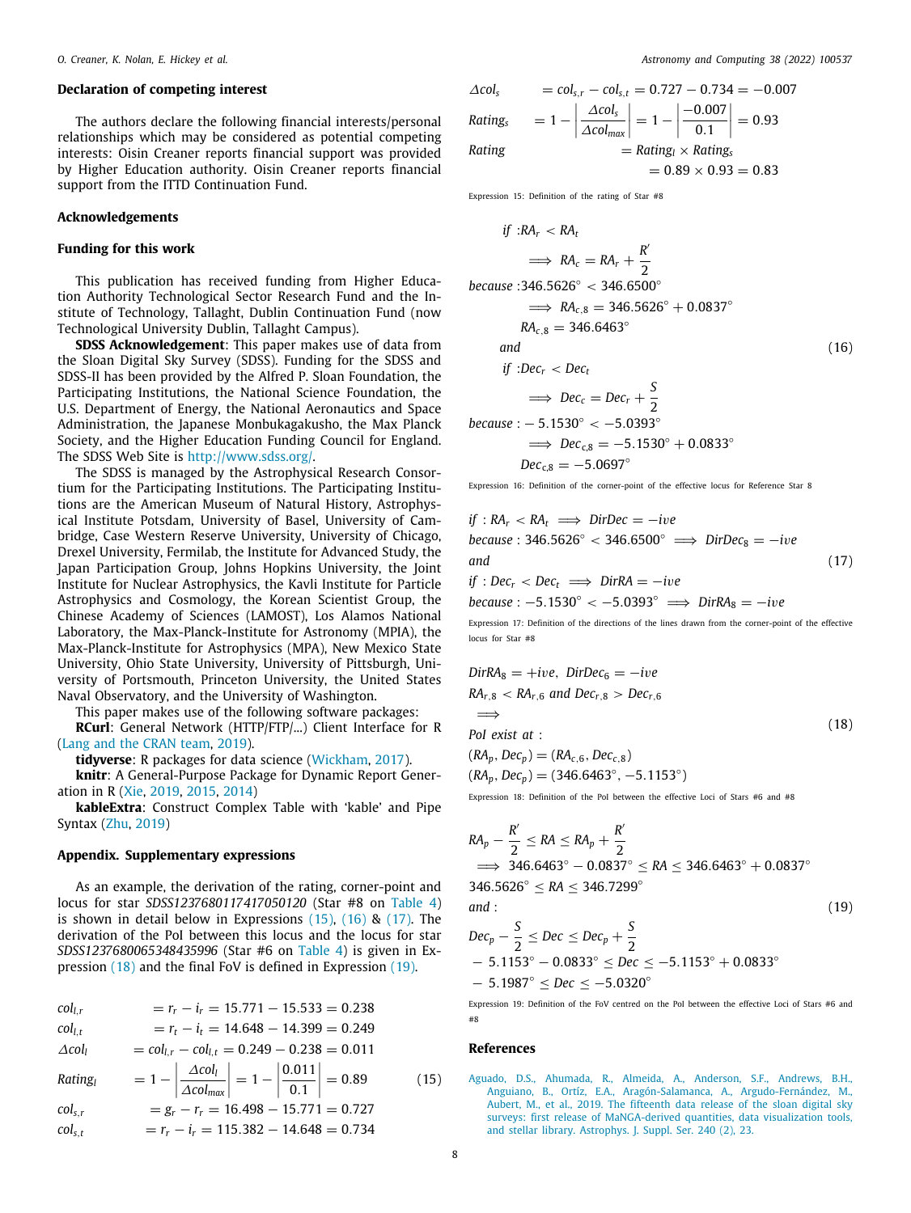### Declaration of competing interest

The authors declare the following financial interests/personal relationships which may be considered as potential competing interests: Oisin Creaner reports financial support was provided by Higher Education authority. Oisin Creaner reports financial support from the ITTD Continuation Fund.

### Acknowledgements

### Funding for this work

This publication has received funding from Higher Education Authority Technological Sector Research Fund and the Institute of Technology, Tallaght, Dublin Continuation Fund (now Technological University Dublin, Tallaght Campus).

**SDSS Acknowledgement**: This paper makes use of data from the Sloan Digital Sky Survey (SDSS). Funding for the SDSS and SDSS-II has been provided by the Alfred P. Sloan Foundation, the Participating Institutions, the National Science Foundation, the U.S. Department of Energy, the National Aeronautics and Space Administration, the Japanese Monbukagakusho, the Max Planck Society, and the Higher Education Funding Council for England. The SDSS Web Site is http://www.sdss.org/.

The SDSS is managed by the Astrophysical Research Consortium for the Participating Institutions. The Participating Institutions are the American Museum of Natural History, Astrophysical Institute Potsdam, University of Basel, University of Cambridge, Case Western Reserve University, University of Chicago, Drexel University, Fermilab, the Institute for Advanced Study, the Japan Participation Group, Johns Hopkins University, the Joint Institute for Nuclear Astrophysics, the Kavli Institute for Particle Astrophysics and Cosmology, the Korean Scientist Group, the Chinese Academy of Sciences (LAMOST), Los Alamos National Laboratory, the Max-Planck-Institute for Astronomy (MPIA), the Max-Planck-Institute for Astrophysics (MPA), New Mexico State University, Ohio State University, University of Pittsburgh, University of Portsmouth, Princeton University, the United States Naval Observatory, and the University of Washington.

This paper makes use of the following software packages:

**RCurl**: General Network (HTTP/FTP/...) Client Interface for R (Lang and the CRAN team, 2019).

**tidyverse**: R packages for data science (Wickham, 2017).

**knitr**: A General-Purpose Package for Dynamic Report Generation in R (Xie, 2019, 2015, 2014)

**kableExtra**: Construct Complex Table with 'kable' and Pipe Syntax (Zhu, 2019)

### Appendix. Supplementary expressions

As an example, the derivation of the rating, corner-point and locus for star *SDSS1237680117417050120* (Star #8 on Table 4) is shown in detail below in Expressions (15), (16) & (17). The derivation of the PoI between this locus and the locus for star *SDSS1237680065348435996* (Star #6 on Table 4) is given in Expression (18) and the final FoV is defined in Expression (19).

$$
\begin{aligned}
col_{l,r} &= r_r - i_r = 15.771 - 15.533 = 0.238 \\
col_{l,t} &= r_t - i_t = 14.648 - 14.399 = 0.249 \\
\Delta col_l &= col_{l,r} - col_{l,t} = 0.249 - 0.238 = 0.011 \\
Rating_l &= 1 - \left| \frac{\Delta col_l}{\Delta col_{max}} \right| = 1 - \left| \frac{0.011}{0.1} \right| = 0.89 \\
col_{s,r} &= g_r - r_r = 16.498 - 15.771 = 0.727 \\
col_{s,t} &= r_r - i_r = 115.382 - 14.648 = 0.734 \\
\Delta col_s &= col_{s,r} - col_{s,t} = 0.727 - 0.734 = -0.007 \\
Rating_s &= 1 - \left| \frac{\Delta col_s}{\Delta col_{max}} \right| = 1 - \left| \frac{-0.007}{0.1} \right| = 0.93 \\
Rating &= Rating_l \times Rating_s \\
&= 0.89 \times 0.93 = 0.83
\end{aligned}
\tag{15}
$$

Expression 15: Definition of the rating of Star #8

$$
\begin{aligned}
& if: RA_r < RA_t \\
& \implies RA_c = RA_r + \frac{R'}{2} \\
& because: 346.5626^\circ < 346.6500^\circ \\
& \implies RA_{c,8} = 346.5626^\circ + 0.0837^\circ \\
& RA_{c,8} = 346.6463^\circ \\
& and \\
& if: Dec_r < Dec_t \\
& \implies Dec_c = Dec_r + \frac{S}{2} \\
& because: -5.1530^\circ < -5.0393^\circ \\
& \implies Dec_{c,8} = -5.1530^\circ + 0.0833^\circ \\
& Dec_{c,8} = -5.0697^\circ
\end{aligned}
\tag{16}
$$

Expression 16: Definition of the corner-point of the effective locus for Reference Star 8

$$
\begin{aligned}
& if: RA_r < RA_t \implies DirDec = -ive \\
& because: 346.5626^\circ < 346.6500^\circ \implies DirDec_8 = -ive \\
& and \\
& if: Dec_r < Dec_t \implies DirRA = -ive \\
& because: -5.1530^\circ < -5.0393^\circ \implies DirRA_8 = -ive
\end{aligned}
\tag{17}
$$

Expression 17: Definition of the directions of the lines drawn from the corner-point of the effective locus for Star #8

$$
\begin{aligned}
& DirRA_8 = +ive,\ DirDec_6 = -ive \\
& RA_{r,8} < RA_{r,6}\ and\ Dec_{r,8} > Dec_{r,6} \\
& \implies \\
& PoI\ exist\ at: \\
& (RA_p, Dec_p) = (RA_{c,6}, Dec_{c,8}) \\
& (RA_p, Dec_p) = (346.6463^\circ, -5.1153^\circ)
\end{aligned}
\tag{18}
$$

Expression 18: Definition of the PoI between the effective Loci of Stars #6 and #8

$$
\begin{aligned}
& RA_p - \frac{R'}{2} \le RA \le RA_p + \frac{R'}{2} \\
& \implies 346.6463^\circ - 0.0837^\circ \le RA \le 346.6463^\circ + 0.0837^\circ \\
& 346.5626^\circ \le RA \le 346.7299^\circ \\
& and: \\
& Dec_p - \frac{S}{2} \le Dec \le Dec_p + \frac{S}{2} \\
& -5.1153^\circ - 0.0833^\circ \le Dec \le -5.1153^\circ + 0.0833^\circ \\
& -5.1987^\circ \le Dec \le -5.0320^\circ
\end{aligned}
\tag{19}
$$

Expression 19: Definition of the FoV centred on the PoI between the effective Loci of Stars #6 and #8

### References

Aguado, D.S., Ahumada, R., Almeida, A., Anderson, S.F., Andrews, B.H., Anguiano, B., Ortíz, E.A., Aragón-Salamanca, A., Argudo-Fernández, M., Aubert, M., et al., 2019. The fifteenth data release of the sloan digital sky surveys: first release of MaNGA-derived quantities, data visualization tools, and stellar library. Astrophys. J. Suppl. Ser. 240 (2), 23.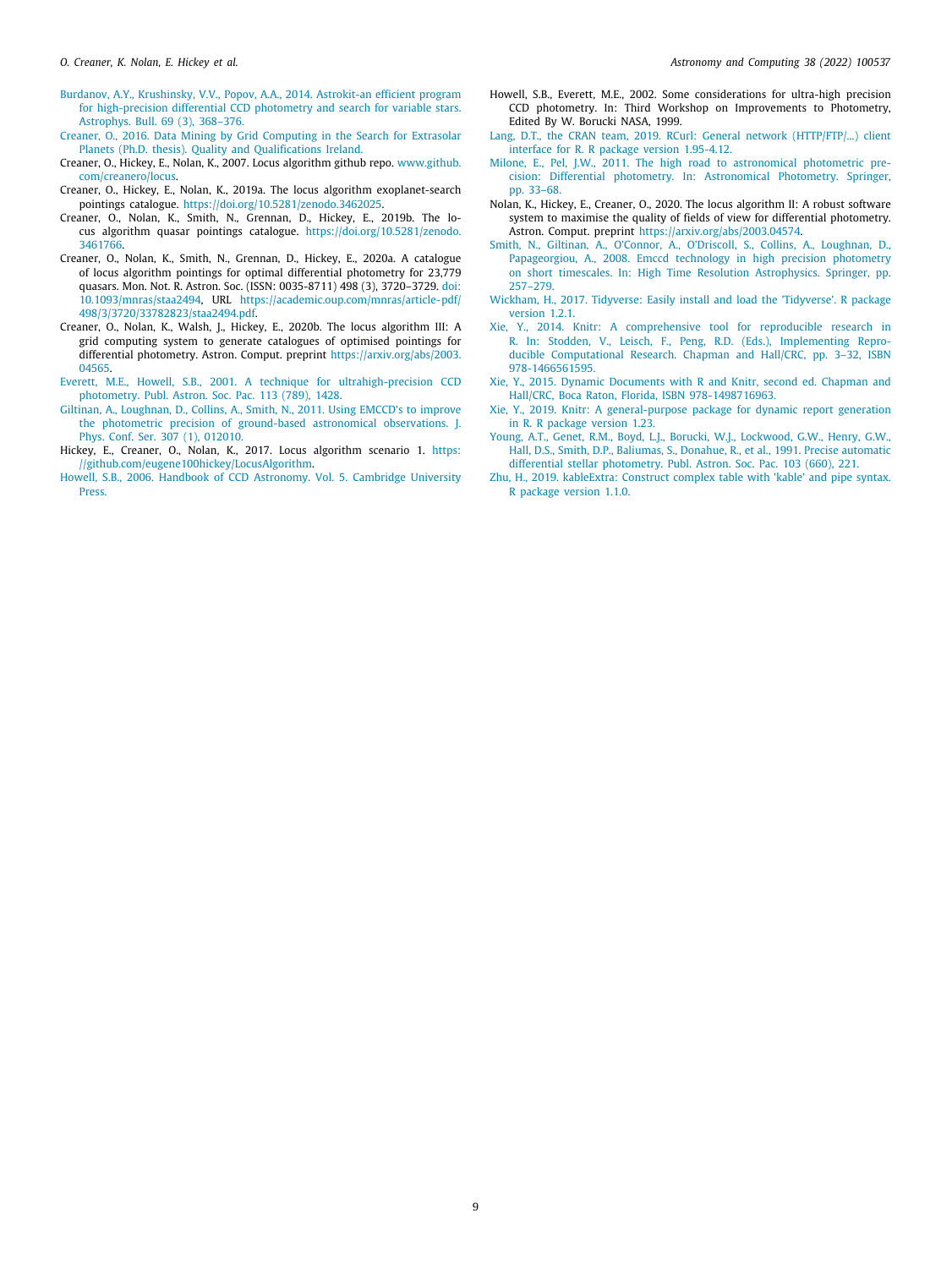Burdanov, A.Y., Krushinsky, V.V., Popov, A.A., 2014. Astrokit-an efficient program for high-precision differential CCD photometry and search for variable stars. Astrophys. Bull. 69 (3), 368–376.

Creaner, O., 2016. Data Mining by Grid Computing in the Search for Extrasolar Planets (Ph.D. thesis). Quality and Qualifications Ireland.

Creaner, O., Hickey, E., Nolan, K., 2007. Locus algorithm github repo. www.github.com/creanero/locus.

Creaner, O., Hickey, E., Nolan, K., 2019a. The locus algorithm exoplanet-search pointings catalogue. https://doi.org/10.5281/zenodo.3462025.

Creaner, O., Nolan, K., Smith, N., Grennan, D., Hickey, E., 2019b. The locus algorithm quasar pointings catalogue. https://doi.org/10.5281/zenodo.3461766.

Creaner, O., Nolan, K., Smith, N., Grennan, D., Hickey, E., 2020a. A catalogue of locus algorithm pointings for optimal differential photometry for 23,779 quasars. Mon. Not. R. Astron. Soc. (ISSN: 0035-8711) 498 (3), 3720–3729. doi:10.1093/mnras/staa2494, URL https://academic.oup.com/mnras/article-pdf/498/3/3720/33782823/staa2494.pdf.

Creaner, O., Nolan, K., Walsh, J., Hickey, E., 2020b. The locus algorithm III: A grid computing system to generate catalogues of optimised pointings for differential photometry. Astron. Comput. preprint https://arxiv.org/abs/2003.04565.

Everett, M.E., Howell, S.B., 2001. A technique for ultrahigh-precision CCD photometry. Publ. Astron. Soc. Pac. 113 (789), 1428.

Giltinan, A., Loughnan, D., Collins, A., Smith, N., 2011. Using EMCCD's to improve the photometric precision of ground-based astronomical observations. J. Phys. Conf. Ser. 307 (1), 012010.

Hickey, E., Creaner, O., Nolan, K., 2017. Locus algorithm scenario 1. https://github.com/eugene100hickey/LocusAlgorithm.

Howell, S.B., 2006. Handbook of CCD Astronomy. Vol. 5. Cambridge University Press.

Howell, S.B., Everett, M.E., 2002. Some considerations for ultra-high precision CCD photometry. In: Third Workshop on Improvements to Photometry, Edited By W. Borucki NASA, 1999.

Lang, D.T., the CRAN team, 2019. RCurl: General network (HTTP/FTP/...) client interface for R. R package version 1.95-4.12.

Milone, E., Pel, J.W., 2011. The high road to astronomical photometric precision: Differential photometry. In: Astronomical Photometry. Springer, pp. 33–68.

Nolan, K., Hickey, E., Creaner, O., 2020. The locus algorithm II: A robust software system to maximise the quality of fields of view for differential photometry. Astron. Comput. preprint https://arxiv.org/abs/2003.04574.

Smith, N., Giltinan, A., O'Connor, A., O'Driscoll, S., Collins, A., Loughnan, D., Papageorgiou, A., 2008. Emccd technology in high precision photometry on short timescales. In: High Time Resolution Astrophysics. Springer, pp. 257–279.

Wickham, H., 2017. Tidyverse: Easily install and load the 'Tidyverse'. R package version 1.2.1.

Xie, Y., 2014. Knitr: A comprehensive tool for reproducible research in R. In: Stodden, V., Leisch, F., Peng, R.D. (Eds.), Implementing Reproducible Computational Research. Chapman and Hall/CRC, pp. 3–32, ISBN 978-1466561595.

Xie, Y., 2015. Dynamic Documents with R and Knitr, second ed. Chapman and Hall/CRC, Boca Raton, Florida, ISBN 978-1498716963.

Xie, Y., 2019. Knitr: A general-purpose package for dynamic report generation in R. R package version 1.23.

Young, A.T., Genet, R.M., Boyd, L.J., Borucki, W.J., Lockwood, G.W., Henry, G.W., Hall, D.S., Smith, D.P., Baliumas, S., Donahue, R., et al., 1991. Precise automatic differential stellar photometry. Publ. Astron. Soc. Pac. 103 (660), 221.

Zhu, H., 2019. kableExtra: Construct complex table with 'kable' and pipe syntax. R package version 1.1.0.